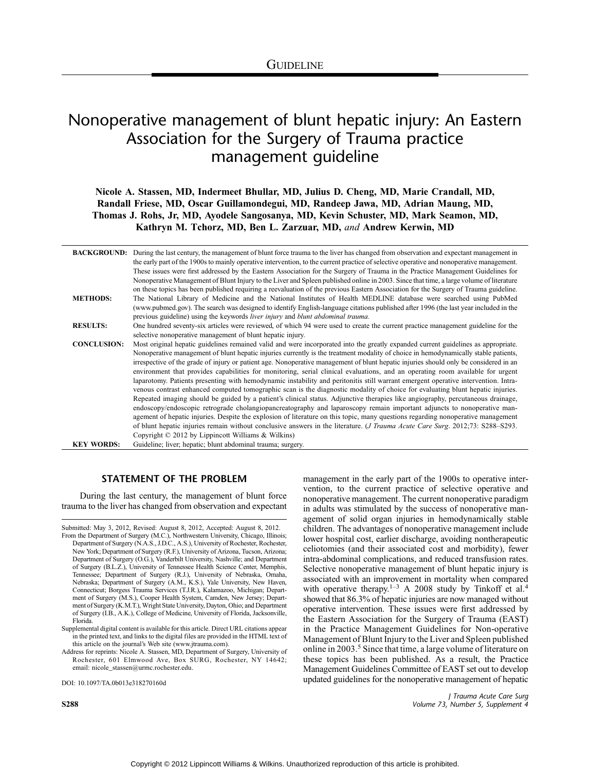GUIDELINE

# Nonoperative management of blunt hepatic injury: An Eastern Association for the Surgery of Trauma practice management guideline

**Nicole A. Stassen, MD, Indermeet Bhullar, MD, Julius D. Cheng, MD, Marie Crandall, MD, Randall Friese, MD, Oscar Guillamondegui, MD, Randeep Jawa, MD, Adrian Maung, MD, Thomas J. Rohs, Jr, MD, Ayodele Sangosanya, MD, Kevin Schuster, MD, Mark Seamon, MD, Kathryn M. Tchorz, MD, Ben L. Zarzuar, MD,** *and* **Andrew Kerwin, MD**

**BACKGROUND:** During the last century, the management of blunt force trauma to the liver has changed from observation and expectant management in the early part of the 1900s to mainly operative intervention, to the current practice of selective operative and nonoperative management. These issues were first addressed by the Eastern Association for the Surgery of Trauma in the Practice Management Guidelines for Nonoperative Management of Blunt Injury to the Liver and Spleen published online in 2003. Since that time, a large volume of literature on these topics has been published requiring a reevaluation of the previous Eastern Association for the Surgery of Trauma guideline.

**METHODS:** The National Library of Medicine and the National Institutes of Health MEDLINE database were searched using PubMed (www.pubmed.gov). The search was designed to identify English-language citations published after 1996 (the last year included in the previous guideline) using the keywords *liver injury* and *blunt abdominal trauma*.

**RESULTS:** One hundred seventy-six articles were reviewed, of which 94 were used to create the current practice management guideline for the selective nonoperative management of blunt hepatic injury.

**CONCLUSION:** Most original hepatic guidelines remained valid and were incorporated into the greatly expanded current guidelines as appropriate. Nonoperative management of blunt hepatic injuries currently is the treatment modality of choice in hemodynamically stable patients, irrespective of the grade of injury or patient age. Nonoperative management of blunt hepatic injuries should only be considered in an environment that provides capabilities for monitoring, serial clinical evaluations, and an operating room available for urgent laparotomy. Patients presenting with hemodynamic instability and peritonitis still warrant emergent operative intervention. Intravenous contrast enhanced computed tomographic scan is the diagnostic modality of choice for evaluating blunt hepatic injuries. Repeated imaging should be guided by a patient's clinical status. Adjunctive therapies like angiography, percutaneous drainage, endoscopy/endoscopic retrograde cholangiopancreatography and laparoscopy remain important adjuncts to nonoperative management of hepatic injuries. Despite the explosion of literature on this topic, many questions regarding nonoperative management of blunt hepatic injuries remain without conclusive answers in the literature. (*J Trauma Acute Care Surg*. 2012;73: S288–S293. Copyright © 2012 by Lippincott Williams & Wilkins)

**KEY WORDS:** Guideline; liver; hepatic; blunt abdominal trauma; surgery.

## STATEMENT OF THE PROBLEM

During the last century, the management of blunt force trauma to the liver has changed from observation and expectant management in the early part of the 1900s to operative intervention, to the current practice of selective operative and nonoperative management. The current nonoperative paradigm in adults was stimulated by the success of nonoperative management of solid organ injuries in hemodynamically stable children. The advantages of nonoperative management include lower hospital cost, earlier discharge, avoiding nontherapeutic celiotomies (and their associated cost and morbidity), fewer intra-abdominal complications, and reduced transfusion rates. Selective nonoperative management of blunt hepatic injury is associated with an improvement in mortality when compared with operative therapy.[1–3] A 2008 study by Tinkoff et al.[4] showed that 86.3% of hepatic injuries are now managed without operative intervention. These issues were first addressed by the Eastern Association for the Surgery of Trauma (EAST) in the Practice Management Guidelines for Non-operative Management of Blunt Injury to the Liver and Spleen published online in 2003.[5] Since that time, a large volume of literature on these topics has been published. As a result, the Practice Management Guidelines Committee of EAST set out to develop updated guidelines for the nonoperative management of hepatic

Submitted: May 3, 2012, Revised: August 8, 2012, Accepted: August 8, 2012.

From the Department of Surgery (M.C.), Northwestern University, Chicago, Illinois; Department of Surgery (N.A.S., J.D.C., A.S.), University of Rochester, Rochester, New York; Department of Surgery (R.F.), University of Arizona, Tucson, Arizona; Department of Surgery (O.G.), Vanderbilt University, Nashville; and Department of Surgery (B.L.Z.), University of Tennessee Health Science Center, Memphis, Tennessee; Department of Surgery (R.J.), University of Nebraska, Omaha, Nebraska; Department of Surgery (A.M., K.S.), Yale University, New Haven, Connecticut; Borgess Trauma Services (T.J.R.), Kalamazoo, Michigan; Department of Surgery (M.S.), Cooper Health System, Camden, New Jersey; Department of Surgery (K.M.T.), Wright State University, Dayton, Ohio; and Department of Surgery (I.B., A.K.), College of Medicine, University of Florida, Jacksonville, Florida.

Supplemental digital content is available for this article. Direct URL citations appear in the printed text, and links to the digital files are provided in the HTML text of this article on the journal's Web site (www.jtrauma.com).

Address for reprints: Nicole A. Stassen, MD, Department of Surgery, University of Rochester, 601 Elmwood Ave, Box SURG, Rochester, NY 14642; email: nicole_stassen@urmc.rochester.edu.

DOI: 10.1097/TA.0b013e318270160d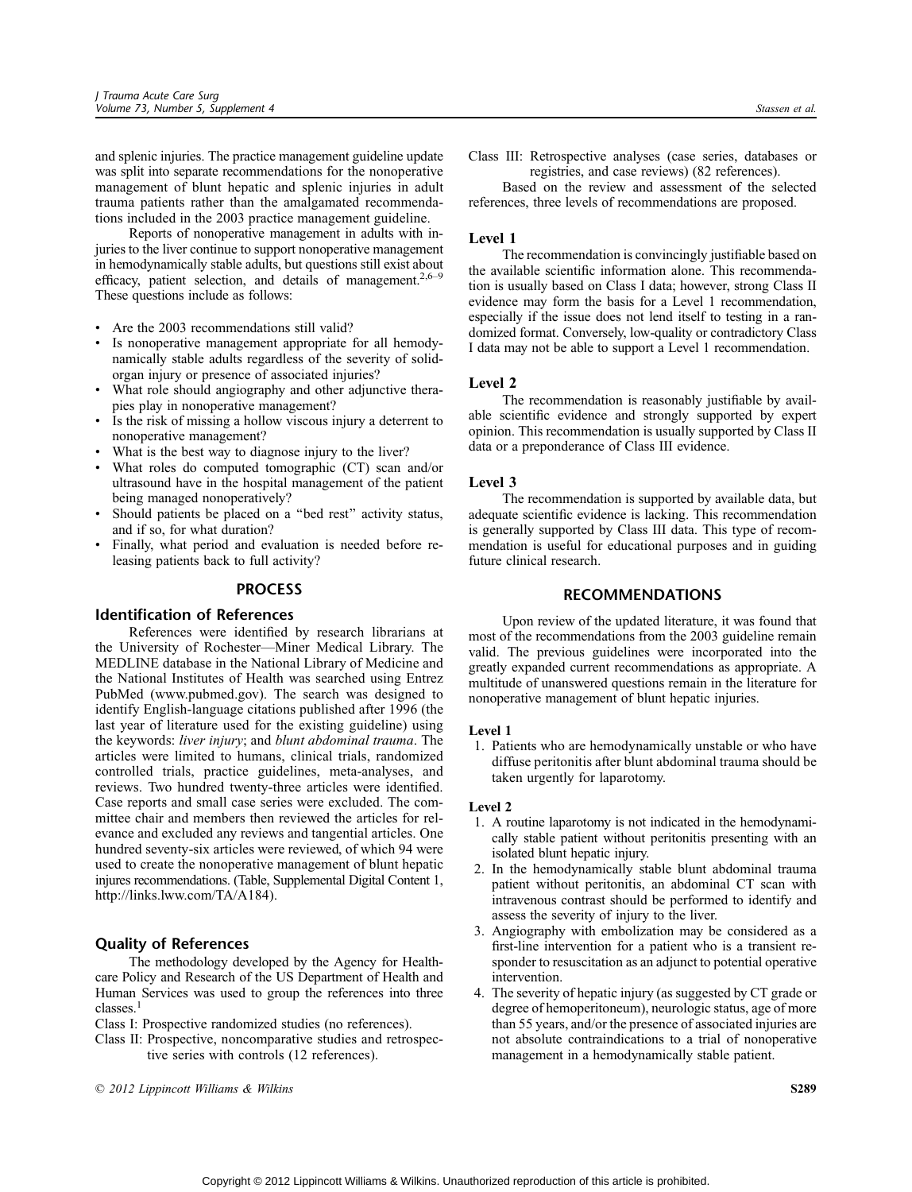and splenic injuries. The practice management guideline update was split into separate recommendations for the nonoperative management of blunt hepatic and splenic injuries in adult trauma patients rather than the amalgamated recommendations included in the 2003 practice management guideline.

Reports of nonoperative management in adults with injuries to the liver continue to support nonoperative management in hemodynamically stable adults, but questions still exist about efficacy, patient selection, and details of management.[2,6–9] These questions include as follows:

- Are the 2003 recommendations still valid?
- Is nonoperative management appropriate for all hemodynamically stable adults regardless of the severity of solid-organ injury or presence of associated injuries?
- What role should angiography and other adjunctive therapies play in nonoperative management?
- Is the risk of missing a hollow viscous injury a deterrent to nonoperative management?
- What is the best way to diagnose injury to the liver?
- What roles do computed tomographic (CT) scan and/or ultrasound have in the hospital management of the patient being managed nonoperatively?
- Should patients be placed on a "bed rest" activity status, and if so, for what duration?
- Finally, what period and evaluation is needed before releasing patients back to full activity?

## PROCESS

### Identification of References

References were identified by research librarians at the University of Rochester—Miner Medical Library. The MEDLINE database in the National Library of Medicine and the National Institutes of Health was searched using Entrez PubMed (www.pubmed.gov). The search was designed to identify English-language citations published after 1996 (the last year of literature used for the existing guideline) using the keywords: *liver injury*; and *blunt abdominal trauma*. The articles were limited to humans, clinical trials, randomized controlled trials, practice guidelines, meta-analyses, and reviews. Two hundred twenty-three articles were identified. Case reports and small case series were excluded. The committee chair and members then reviewed the articles for relevance and excluded any reviews and tangential articles. One hundred seventy-six articles were reviewed, of which 94 were used to create the nonoperative management of blunt hepatic injures recommendations. (Table, Supplemental Digital Content 1, http://links.lww.com/TA/A184).

### Quality of References

The methodology developed by the Agency for Healthcare Policy and Research of the US Department of Health and Human Services was used to group the references into three classes.[1]

Class I: Prospective randomized studies (no references).

Class II: Prospective, noncomparative studies and retrospective series with controls (12 references).

Class III: Retrospective analyses (case series, databases or registries, and case reviews) (82 references).

Based on the review and assessment of the selected references, three levels of recommendations are proposed.

### Level 1

The recommendation is convincingly justifiable based on the available scientific information alone. This recommendation is usually based on Class I data; however, strong Class II evidence may form the basis for a Level 1 recommendation, especially if the issue does not lend itself to testing in a randomized format. Conversely, low-quality or contradictory Class I data may not be able to support a Level 1 recommendation.

### Level 2

The recommendation is reasonably justifiable by available scientific evidence and strongly supported by expert opinion. This recommendation is usually supported by Class II data or a preponderance of Class III evidence.

### Level 3

The recommendation is supported by available data, but adequate scientific evidence is lacking. This recommendation is generally supported by Class III data. This type of recommendation is useful for educational purposes and in guiding future clinical research.

## RECOMMENDATIONS

Upon review of the updated literature, it was found that most of the recommendations from the 2003 guideline remain valid. The previous guidelines were incorporated into the greatly expanded current recommendations as appropriate. A multitude of unanswered questions remain in the literature for nonoperative management of blunt hepatic injuries.

#### Level 1

1. Patients who are hemodynamically unstable or who have diffuse peritonitis after blunt abdominal trauma should be taken urgently for laparotomy.

#### Level 2

1. A routine laparotomy is not indicated in the hemodynamically stable patient without peritonitis presenting with an isolated blunt hepatic injury.
2. In the hemodynamically stable blunt abdominal trauma patient without peritonitis, an abdominal CT scan with intravenous contrast should be performed to identify and assess the severity of injury to the liver.
3. Angiography with embolization may be considered as a first-line intervention for a patient who is a transient responder to resuscitation as an adjunct to potential operative intervention.
4. The severity of hepatic injury (as suggested by CT grade or degree of hemoperitoneum), neurologic status, age of more than 55 years, and/or the presence of associated injuries are not absolute contraindications to a trial of nonoperative management in a hemodynamically stable patient.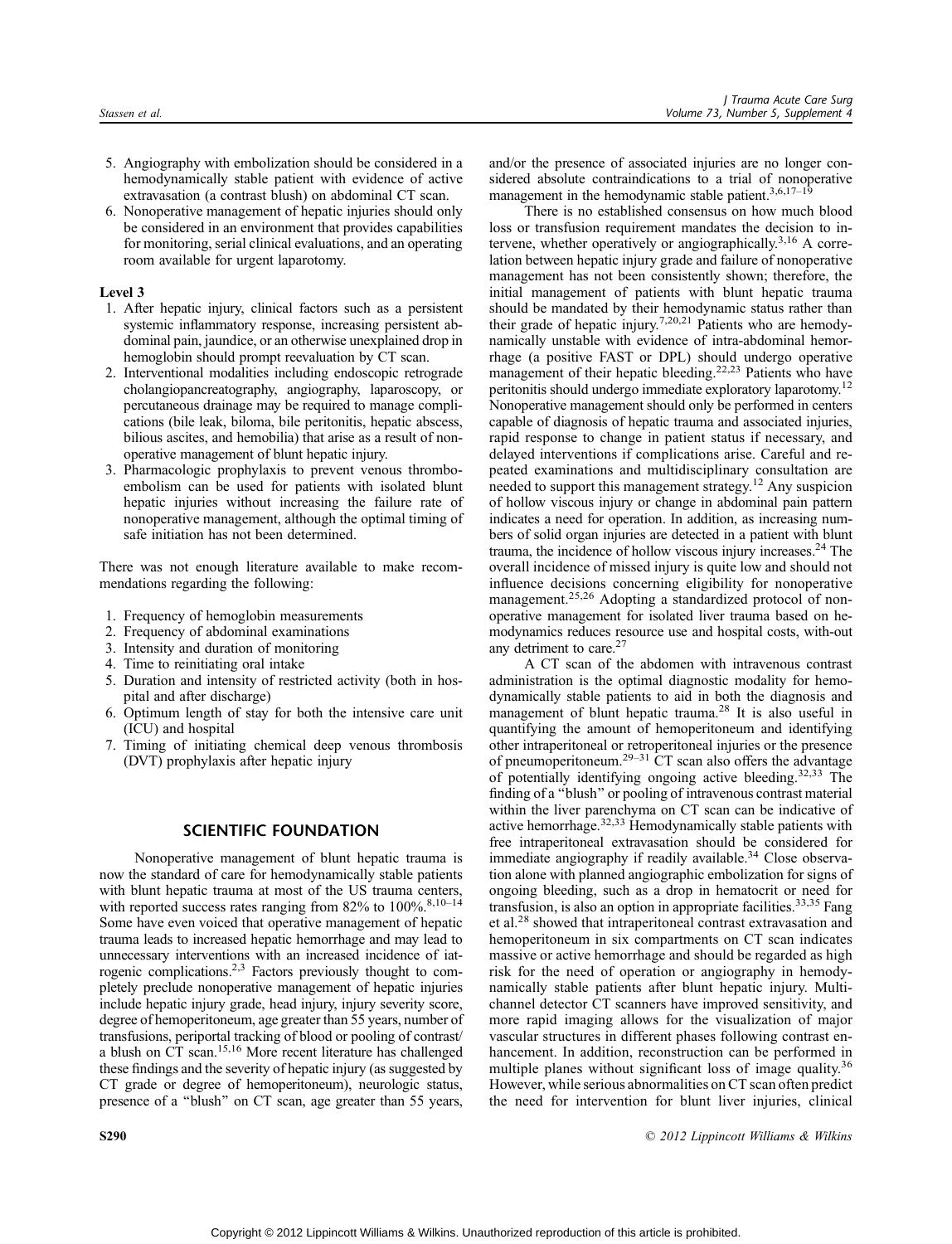5. Angiography with embolization should be considered in a hemodynamically stable patient with evidence of active extravasation (a contrast blush) on abdominal CT scan.
6. Nonoperative management of hepatic injuries should only be considered in an environment that provides capabilities for monitoring, serial clinical evaluations, and an operating room available for urgent laparotomy.

**Level 3**

1. After hepatic injury, clinical factors such as a persistent systemic inflammatory response, increasing persistent abdominal pain, jaundice, or an otherwise unexplained drop in hemoglobin should prompt reevaluation by CT scan.
2. Interventional modalities including endoscopic retrograde cholangiopancreatography, angiography, laparoscopy, or percutaneous drainage may be required to manage complications (bile leak, biloma, bile peritonitis, hepatic abscess, bilious ascites, and hemobilia) that arise as a result of nonoperative management of blunt hepatic injury.
3. Pharmacologic prophylaxis to prevent venous thromboembolism can be used for patients with isolated blunt hepatic injuries without increasing the failure rate of nonoperative management, although the optimal timing of safe initiation has not been determined.

There was not enough literature available to make recommendations regarding the following:

1. Frequency of hemoglobin measurements
2. Frequency of abdominal examinations
3. Intensity and duration of monitoring
4. Time to reinitiating oral intake
5. Duration and intensity of restricted activity (both in hospital and after discharge)
6. Optimum length of stay for both the intensive care unit (ICU) and hospital
7. Timing of initiating chemical deep venous thrombosis (DVT) prophylaxis after hepatic injury

## SCIENTIFIC FOUNDATION

Nonoperative management of blunt hepatic trauma is now the standard of care for hemodynamically stable patients with blunt hepatic trauma at most of the US trauma centers, with reported success rates ranging from 82% to 100%.[8,10–14] Some have even voiced that operative management of hepatic trauma leads to increased hepatic hemorrhage and may lead to unnecessary interventions with an increased incidence of iatrogenic complications.[2,3] Factors previously thought to completely preclude nonoperative management of hepatic injuries include hepatic injury grade, head injury, injury severity score, degree of hemoperitoneum, age greater than 55 years, number of transfusions, periportal tracking of blood or pooling of contrast/a blush on CT scan.[15,16] More recent literature has challenged these findings and the severity of hepatic injury (as suggested by CT grade or degree of hemoperitoneum), neurologic status, presence of a "blush" on CT scan, age greater than 55 years, and/or the presence of associated injuries are no longer considered absolute contraindications to a trial of nonoperative management in the hemodynamic stable patient.[3,6,17–19]

There is no established consensus on how much blood loss or transfusion requirement mandates the decision to intervene, whether operatively or angiographically.[3,16] A correlation between hepatic injury grade and failure of nonoperative management has not been consistently shown; therefore, the initial management of patients with blunt hepatic trauma should be mandated by their hemodynamic status rather than their grade of hepatic injury.[7,20,21] Patients who are hemodynamically unstable with evidence of intra-abdominal hemorrhage (a positive FAST or DPL) should undergo operative management of their hepatic bleeding.[22,23] Patients who have peritonitis should undergo immediate exploratory laparotomy.[12] Nonoperative management should only be performed in centers capable of diagnosis of hepatic trauma and associated injuries, rapid response to change in patient status if necessary, and delayed interventions if complications arise. Careful and repeated examinations and multidisciplinary consultation are needed to support this management strategy.[12] Any suspicion of hollow viscous injury or change in abdominal pain pattern indicates a need for operation. In addition, as increasing numbers of solid organ injuries are detected in a patient with blunt trauma, the incidence of hollow viscous injury increases.[24] The overall incidence of missed injury is quite low and should not influence decisions concerning eligibility for nonoperative management.[25,26] Adopting a standardized protocol of nonoperative management for isolated liver trauma based on hemodynamics reduces resource use and hospital costs, with-out any detriment to care.[27]

A CT scan of the abdomen with intravenous contrast administration is the optimal diagnostic modality for hemodynamically stable patients to aid in both the diagnosis and management of blunt hepatic trauma.[28] It is also useful in quantifying the amount of hemoperitoneum and identifying other intraperitoneal or retroperitoneal injuries or the presence of pneumoperitoneum.[29–31] CT scan also offers the advantage of potentially identifying ongoing active bleeding.[32,33] The finding of a "blush" or pooling of intravenous contrast material within the liver parenchyma on CT scan can be indicative of active hemorrhage.[32,33] Hemodynamically stable patients with free intraperitoneal extravasation should be considered for immediate angiography if readily available.[34] Close observation alone with planned angiographic embolization for signs of ongoing bleeding, such as a drop in hematocrit or need for transfusion, is also an option in appropriate facilities.[33,35] Fang et al.[28] showed that intraperitoneal contrast extravasation and hemoperitoneum in six compartments on CT scan indicates massive or active hemorrhage and should be regarded as high risk for the need of operation or angiography in hemodynamically stable patients after blunt hepatic injury. Multichannel detector CT scanners have improved sensitivity, and more rapid imaging allows for the visualization of major vascular structures in different phases following contrast enhancement. In addition, reconstruction can be performed in multiple planes without significant loss of image quality.[36] However, while serious abnormalities on CT scan often predict the need for intervention for blunt liver injuries, clinical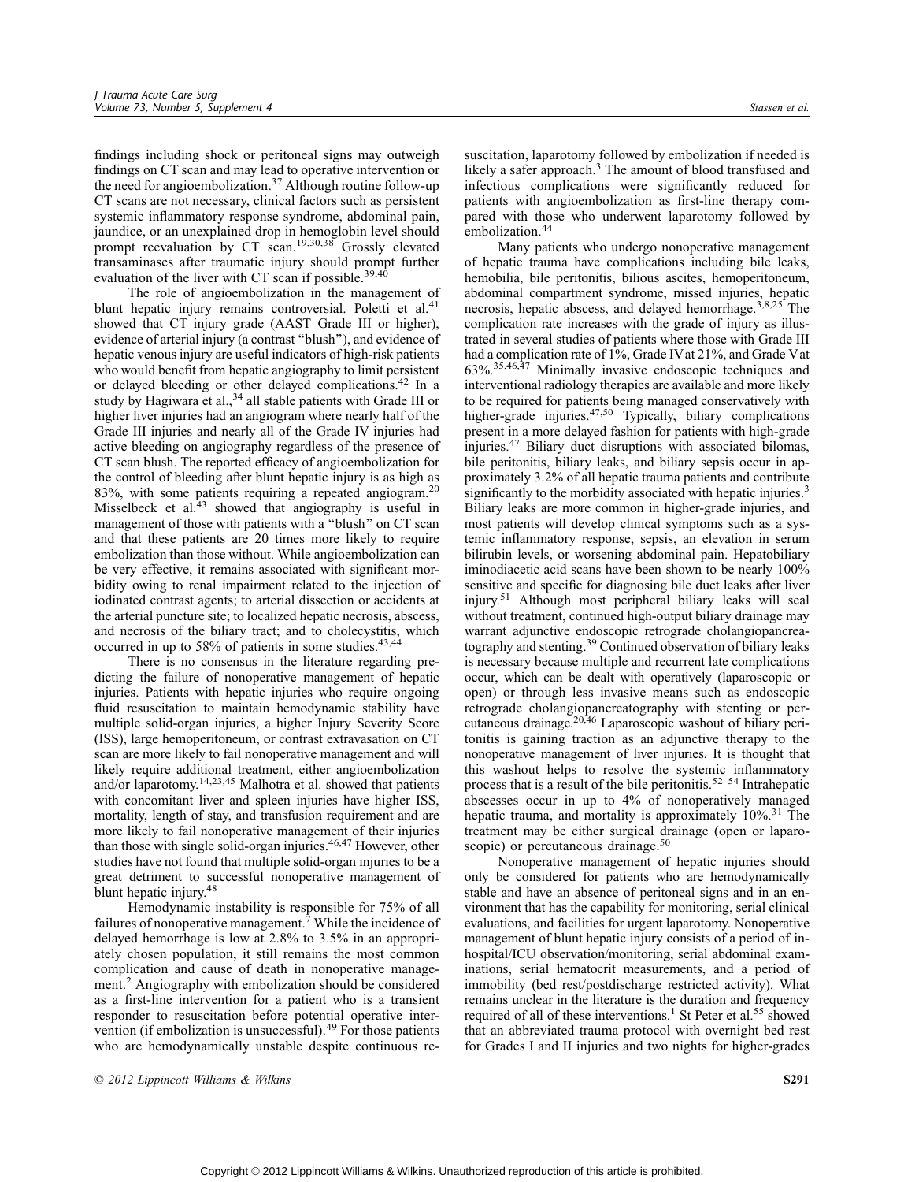findings including shock or peritoneal signs may outweigh findings on CT scan and may lead to operative intervention or the need for angioembolization.[37] Although routine follow-up CT scans are not necessary, clinical factors such as persistent systemic inflammatory response syndrome, abdominal pain, jaundice, or an unexplained drop in hemoglobin level should prompt reevaluation by CT scan.[19,30,38] Grossly elevated transaminases after traumatic injury should prompt further evaluation of the liver with CT scan if possible.[39,40]

The role of angioembolization in the management of blunt hepatic injury remains controversial. Poletti et al.[41] showed that CT injury grade (AAST Grade III or higher), evidence of arterial injury (a contrast "blush"), and evidence of hepatic venous injury are useful indicators of high-risk patients who would benefit from hepatic angiography to limit persistent or delayed bleeding or other delayed complications.[42] In a study by Hagiwara et al.,[34] all stable patients with Grade III or higher liver injuries had an angiogram where nearly half of the Grade III injuries and nearly all of the Grade IV injuries had active bleeding on angiography regardless of the presence of CT scan blush. The reported efficacy of angioembolization for the control of bleeding after blunt hepatic injury is as high as 83%, with some patients requiring a repeated angiogram.[20] Misselbeck et al.[43] showed that angiography is useful in management of those with patients with a "blush" on CT scan and that these patients are 20 times more likely to require embolization than those without. While angioembolization can be very effective, it remains associated with significant morbidity owing to renal impairment related to the injection of iodinated contrast agents; to arterial dissection or accidents at the arterial puncture site; to localized hepatic necrosis, abscess, and necrosis of the biliary tract; and to cholecystitis, which occurred in up to 58% of patients in some studies.[43,44]

There is no consensus in the literature regarding predicting the failure of nonoperative management of hepatic injuries. Patients with hepatic injuries who require ongoing fluid resuscitation to maintain hemodynamic stability have multiple solid-organ injuries, a higher Injury Severity Score (ISS), large hemoperitoneum, or contrast extravasation on CT scan are more likely to fail nonoperative management and will likely require additional treatment, either angioembolization and/or laparotomy.[14,23,45] Malhotra et al. showed that patients with concomitant liver and spleen injuries have higher ISS, mortality, length of stay, and transfusion requirement and are more likely to fail nonoperative management of their injuries than those with single solid-organ injuries.[46,47] However, other studies have not found that multiple solid-organ injuries to be a great detriment to successful nonoperative management of blunt hepatic injury.[48]

Hemodynamic instability is responsible for 75% of all failures of nonoperative management.[7] While the incidence of delayed hemorrhage is low at 2.8% to 3.5% in an appropriately chosen population, it still remains the most common complication and cause of death in nonoperative management.[2] Angiography with embolization should be considered as a first-line intervention for a patient who is a transient responder to resuscitation before potential operative intervention (if embolization is unsuccessful).[49] For those patients who are hemodynamically unstable despite continuous resuscitation, laparotomy followed by embolization if needed is likely a safer approach.[3] The amount of blood transfused and infectious complications were significantly reduced for patients with angioembolization as first-line therapy compared with those who underwent laparotomy followed by embolization.[44]

Many patients who undergo nonoperative management of hepatic trauma have complications including bile leaks, hemobilia, bile peritonitis, bilious ascites, hemoperitoneum, abdominal compartment syndrome, missed injuries, hepatic necrosis, hepatic abscess, and delayed hemorrhage.[3,8,25] The complication rate increases with the grade of injury as illustrated in several studies of patients where those with Grade III had a complication rate of 1%, Grade IV at 21%, and Grade V at 63%.[35,46,47] Minimally invasive endoscopic techniques and interventional radiology therapies are available and more likely to be required for patients being managed conservatively with higher-grade injuries.[47,50] Typically, biliary complications present in a more delayed fashion for patients with high-grade injuries.[47] Biliary duct disruptions with associated bilomas, bile peritonitis, biliary leaks, and biliary sepsis occur in approximately 3.2% of all hepatic trauma patients and contribute significantly to the morbidity associated with hepatic injuries.[3] Biliary leaks are more common in higher-grade injuries, and most patients will develop clinical symptoms such as a systemic inflammatory response, sepsis, an elevation in serum bilirubin levels, or worsening abdominal pain. Hepatobiliary iminodiacetic acid scans have been shown to be nearly 100% sensitive and specific for diagnosing bile duct leaks after liver injury.[51] Although most peripheral biliary leaks will seal without treatment, continued high-output biliary drainage may warrant adjunctive endoscopic retrograde cholangiopancreatography and stenting.[39] Continued observation of biliary leaks is necessary because multiple and recurrent late complications occur, which can be dealt with operatively (laparoscopic or open) or through less invasive means such as endoscopic retrograde cholangiopancreatography with stenting or percutaneous drainage.[20,46] Laparoscopic washout of biliary peritonitis is gaining traction as an adjunctive therapy to the nonoperative management of liver injuries. It is thought that this washout helps to resolve the systemic inflammatory process that is a result of the bile peritonitis.[52–54] Intrahepatic abscesses occur in up to 4% of nonoperatively managed hepatic trauma, and mortality is approximately 10%.[31] The treatment may be either surgical drainage (open or laparoscopic) or percutaneous drainage.[50]

Nonoperative management of hepatic injuries should only be considered for patients who are hemodynamically stable and have an absence of peritoneal signs and in an environment that has the capability for monitoring, serial clinical evaluations, and facilities for urgent laparotomy. Nonoperative management of blunt hepatic injury consists of a period of in-hospital/ICU observation/monitoring, serial abdominal examinations, serial hematocrit measurements, and a period of immobility (bed rest/postdischarge restricted activity). What remains unclear in the literature is the duration and frequency required of all of these interventions.[1] St Peter et al.[55] showed that an abbreviated trauma protocol with overnight bed rest for Grades I and II injuries and two nights for higher-grades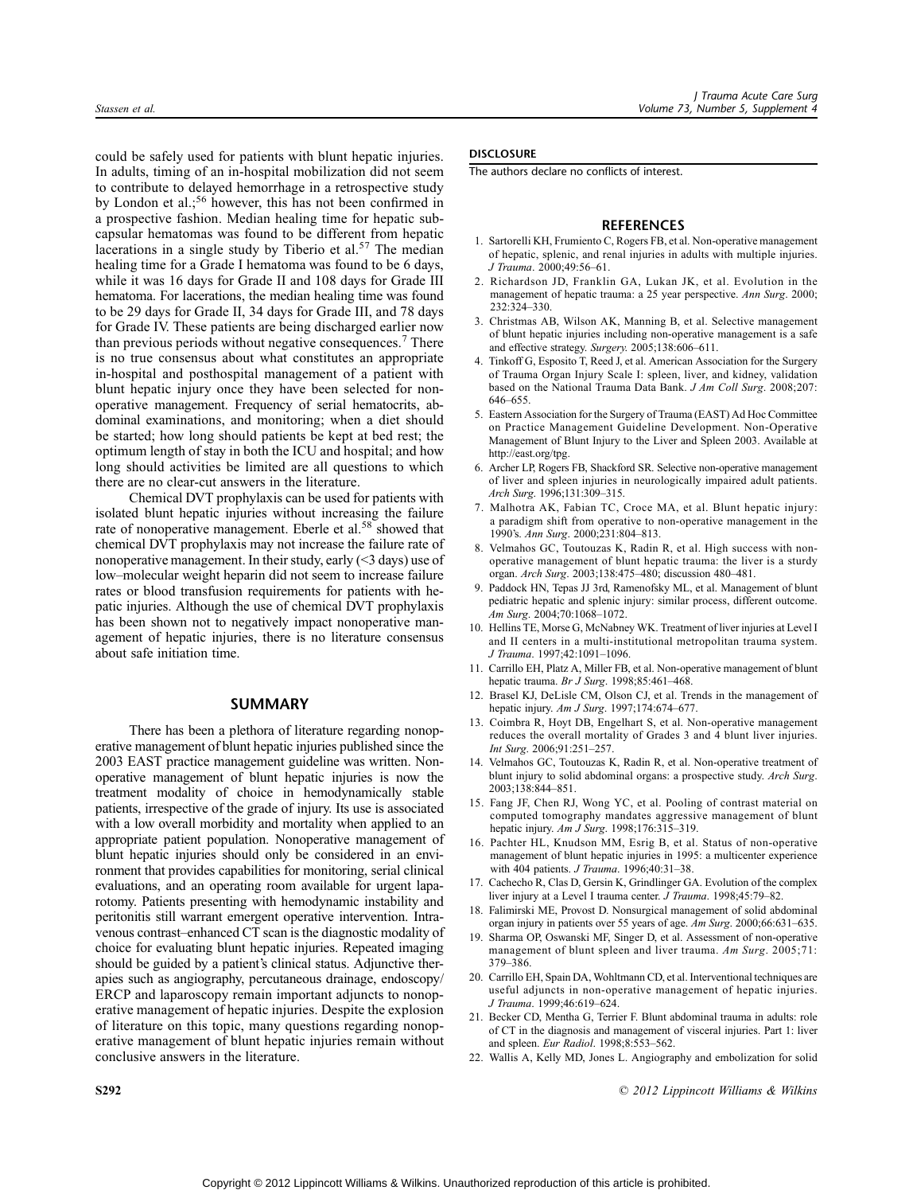could be safely used for patients with blunt hepatic injuries. In adults, timing of an in-hospital mobilization did not seem to contribute to delayed hemorrhage in a retrospective study by London et al.;[56] however, this has not been confirmed in a prospective fashion. Median healing time for hepatic subcapsular hematomas was found to be different from hepatic lacerations in a single study by Tiberio et al.[57] The median healing time for a Grade I hematoma was found to be 6 days, while it was 16 days for Grade II and 108 days for Grade III hematoma. For lacerations, the median healing time was found to be 29 days for Grade II, 34 days for Grade III, and 78 days for Grade IV. These patients are being discharged earlier now than previous periods without negative consequences.[7] There is no true consensus about what constitutes an appropriate in-hospital and posthospital management of a patient with blunt hepatic injury once they have been selected for nonoperative management. Frequency of serial hematocrits, abdominal examinations, and monitoring; when a diet should be started; how long should patients be kept at bed rest; the optimum length of stay in both the ICU and hospital; and how long should activities be limited are all questions to which there are no clear-cut answers in the literature.

Chemical DVT prophylaxis can be used for patients with isolated blunt hepatic injuries without increasing the failure rate of nonoperative management. Eberle et al.[58] showed that chemical DVT prophylaxis may not increase the failure rate of nonoperative management. In their study, early (<3 days) use of low–molecular weight heparin did not seem to increase failure rates or blood transfusion requirements for patients with hepatic injuries. Although the use of chemical DVT prophylaxis has been shown not to negatively impact nonoperative management of hepatic injuries, there is no literature consensus about safe initiation time.

## SUMMARY

There has been a plethora of literature regarding nonoperative management of blunt hepatic injuries published since the 2003 EAST practice management guideline was written. Nonoperative management of blunt hepatic injuries is now the treatment modality of choice in hemodynamically stable patients, irrespective of the grade of injury. Its use is associated with a low overall morbidity and mortality when applied to an appropriate patient population. Nonoperative management of blunt hepatic injuries should only be considered in an environment that provides capabilities for monitoring, serial clinical evaluations, and an operating room available for urgent laparotomy. Patients presenting with hemodynamic instability and peritonitis still warrant emergent operative intervention. Intravenous contrast–enhanced CT scan is the diagnostic modality of choice for evaluating blunt hepatic injuries. Repeated imaging should be guided by a patient's clinical status. Adjunctive therapies such as angiography, percutaneous drainage, endoscopy/ERCP and laparoscopy remain important adjuncts to nonoperative management of hepatic injuries. Despite the explosion of literature on this topic, many questions regarding nonoperative management of blunt hepatic injuries remain without conclusive answers in the literature.

### DISCLOSURE

The authors declare no conflicts of interest.

## REFERENCES

1. Sartorelli KH, Frumiento C, Rogers FB, et al. Non-operative management of hepatic, splenic, and renal injuries in adults with multiple injuries. *J Trauma*. 2000;49:56–61.
2. Richardson JD, Franklin GA, Lukan JK, et al. Evolution in the management of hepatic trauma: a 25 year perspective. *Ann Surg*. 2000; 232:324–330.
3. Christmas AB, Wilson AK, Manning B, et al. Selective management of blunt hepatic injuries including non-operative management is a safe and effective strategy. *Surgery*. 2005;138:606–611.
4. Tinkoff G, Esposito T, Reed J, et al. American Association for the Surgery of Trauma Organ Injury Scale I: spleen, liver, and kidney, validation based on the National Trauma Data Bank. *J Am Coll Surg*. 2008;207: 646–655.
5. Eastern Association for the Surgery of Trauma (EAST) Ad Hoc Committee on Practice Management Guideline Development. Non-Operative Management of Blunt Injury to the Liver and Spleen 2003. Available at http://east.org/tpg.
6. Archer LP, Rogers FB, Shackford SR. Selective non-operative management of liver and spleen injuries in neurologically impaired adult patients. *Arch Surg*. 1996;131:309–315.
7. Malhotra AK, Fabian TC, Croce MA, et al. Blunt hepatic injury: a paradigm shift from operative to non-operative management in the 1990's. *Ann Surg*. 2000;231:804–813.
8. Velmahos GC, Toutouzas K, Radin R, et al. High success with non-operative management of blunt hepatic trauma: the liver is a sturdy organ. *Arch Surg*. 2003;138:475–480; discussion 480–481.
9. Paddock HN, Tepas JJ 3rd, Ramenofsky ML, et al. Management of blunt pediatric hepatic and splenic injury: similar process, different outcome. *Am Surg*. 2004;70:1068–1072.
10. Hellins TE, Morse G, McNabney WK. Treatment of liver injuries at Level I and II centers in a multi-institutional metropolitan trauma system. *J Trauma*. 1997;42:1091–1096.
11. Carrillo EH, Platz A, Miller FB, et al. Non-operative management of blunt hepatic trauma. *Br J Surg*. 1998;85:461–468.
12. Brasel KJ, DeLisle CM, Olson CJ, et al. Trends in the management of hepatic injury. *Am J Surg*. 1997;174:674–677.
13. Coimbra R, Hoyt DB, Engelhart S, et al. Non-operative management reduces the overall mortality of Grades 3 and 4 blunt liver injuries. *Int Surg*. 2006;91:251–257.
14. Velmahos GC, Toutouzas K, Radin R, et al. Non-operative treatment of blunt injury to solid abdominal organs: a prospective study. *Arch Surg*. 2003;138:844–851.
15. Fang JF, Chen RJ, Wong YC, et al. Pooling of contrast material on computed tomography mandates aggressive management of blunt hepatic injury. *Am J Surg*. 1998;176:315–319.
16. Pachter HL, Knudson MM, Esrig B, et al. Status of non-operative management of blunt hepatic injuries in 1995: a multicenter experience with 404 patients. *J Trauma*. 1996;40:31–38.
17. Cachecho R, Clas D, Gersin K, Grindlinger GA. Evolution of the complex liver injury at a Level I trauma center. *J Trauma*. 1998;45:79–82.
18. Falimirski ME, Provost D. Nonsurgical management of solid abdominal organ injury in patients over 55 years of age. *Am Surg*. 2000;66:631–635.
19. Sharma OP, Oswanski MF, Singer D, et al. Assessment of non-operative management of blunt spleen and liver trauma. *Am Surg*. 2005;71: 379–386.
20. Carrillo EH, Spain DA, Wohltmann CD, et al. Interventional techniques are useful adjuncts in non-operative management of hepatic injuries. *J Trauma*. 1999;46:619–624.
21. Becker CD, Mentha G, Terrier F. Blunt abdominal trauma in adults: role of CT in the diagnosis and management of visceral injuries. Part 1: liver and spleen. *Eur Radiol*. 1998;8:553–562.
22. Wallis A, Kelly MD, Jones L. Angiography and embolization for solid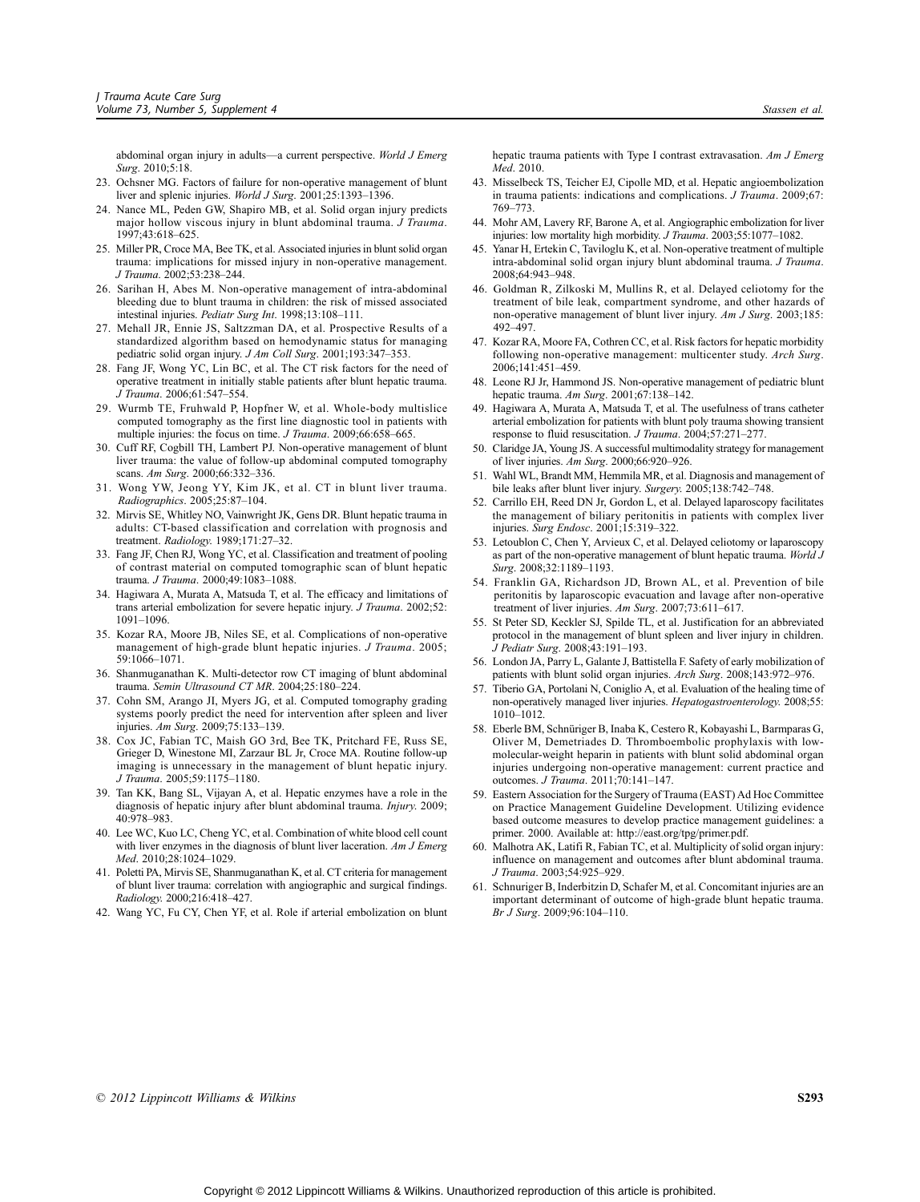abdominal organ injury in adults—a current perspective. *World J Emerg Surg*. 2010;5:18.

23. Ochsner MG. Factors of failure for non-operative management of blunt liver and splenic injuries. *World J Surg*. 2001;25:1393–1396.
24. Nance ML, Peden GW, Shapiro MB, et al. Solid organ injury predicts major hollow viscous injury in blunt abdominal trauma. *J Trauma*. 1997;43:618–625.
25. Miller PR, Croce MA, Bee TK, et al. Associated injuries in blunt solid organ trauma: implications for missed injury in non-operative management. *J Trauma*. 2002;53:238–244.
26. Sarihan H, Abes M. Non-operative management of intra-abdominal bleeding due to blunt trauma in children: the risk of missed associated intestinal injuries. *Pediatr Surg Int*. 1998;13:108–111.
27. Mehall JR, Ennie JS, Saltzzman DA, et al. Prospective Results of a standardized algorithm based on hemodynamic status for managing pediatric solid organ injury. *J Am Coll Surg*. 2001;193:347–353.
28. Fang JF, Wong YC, Lin BC, et al. The CT risk factors for the need of operative treatment in initially stable patients after blunt hepatic trauma. *J Trauma*. 2006;61:547–554.
29. Wurmb TE, Fruhwald P, Hopfner W, et al. Whole-body multislice computed tomography as the first line diagnostic tool in patients with multiple injuries: the focus on time. *J Trauma*. 2009;66:658–665.
30. Cuff RF, Cogbill TH, Lambert PJ. Non-operative management of blunt liver trauma: the value of follow-up abdominal computed tomography scans. *Am Surg*. 2000;66:332–336.
31. Wong YW, Jeong YY, Kim JK, et al. CT in blunt liver trauma. *Radiographics*. 2005;25:87–104.
32. Mirvis SE, Whitley NO, Vainwright JK, Gens DR. Blunt hepatic trauma in adults: CT-based classification and correlation with prognosis and treatment. *Radiology*. 1989;171:27–32.
33. Fang JF, Chen RJ, Wong YC, et al. Classification and treatment of pooling of contrast material on computed tomographic scan of blunt hepatic trauma. *J Trauma*. 2000;49:1083–1088.
34. Hagiwara A, Murata A, Matsuda T, et al. The efficacy and limitations of trans arterial embolization for severe hepatic injury. *J Trauma*. 2002;52:1091–1096.
35. Kozar RA, Moore JB, Niles SE, et al. Complications of non-operative management of high-grade blunt hepatic injuries. *J Trauma*. 2005;59:1066–1071.
36. Shanmuganathan K. Multi-detector row CT imaging of blunt abdominal trauma. *Semin Ultrasound CT MR*. 2004;25:180–224.
37. Cohn SM, Arango JI, Myers JG, et al. Computed tomography grading systems poorly predict the need for intervention after spleen and liver injuries. *Am Surg*. 2009;75:133–139.
38. Cox JC, Fabian TC, Maish GO 3rd, Bee TK, Pritchard FE, Russ SE, Grieger D, Winestone MI, Zarzaur BL Jr, Croce MA. Routine follow-up imaging is unnecessary in the management of blunt hepatic injury. *J Trauma*. 2005;59:1175–1180.
39. Tan KK, Bang SL, Vijayan A, et al. Hepatic enzymes have a role in the diagnosis of hepatic injury after blunt abdominal trauma. *Injury*. 2009;40:978–983.
40. Lee WC, Kuo LC, Cheng YC, et al. Combination of white blood cell count with liver enzymes in the diagnosis of blunt liver laceration. *Am J Emerg Med*. 2010;28:1024–1029.
41. Poletti PA, Mirvis SE, Shanmuganathan K, et al. CT criteria for management of blunt liver trauma: correlation with angiographic and surgical findings. *Radiology*. 2000;216:418–427.
42. Wang YC, Fu CY, Chen YF, et al. Role if arterial embolization on blunt hepatic trauma patients with Type I contrast extravasation. *Am J Emerg Med*. 2010.
43. Misselbeck TS, Teicher EJ, Cipolle MD, et al. Hepatic angioembolization in trauma patients: indications and complications. *J Trauma*. 2009;67:769–773.
44. Mohr AM, Lavery RF, Barone A, et al. Angiographic embolization for liver injuries: low mortality high morbidity. *J Trauma*. 2003;55:1077–1082.
45. Yanar H, Ertekin C, Taviloglu K, et al. Non-operative treatment of multiple intra-abdominal solid organ injury blunt abdominal trauma. *J Trauma*. 2008;64:943–948.
46. Goldman R, Zilkoski M, Mullins R, et al. Delayed celiotomy for the treatment of bile leak, compartment syndrome, and other hazards of non-operative management of blunt liver injury. *Am J Surg*. 2003;185:492–497.
47. Kozar RA, Moore FA, Cothren CC, et al. Risk factors for hepatic morbidity following non-operative management: multicenter study. *Arch Surg*. 2006;141:451–459.
48. Leone RJ Jr, Hammond JS. Non-operative management of pediatric blunt hepatic trauma. *Am Surg*. 2001;67:138–142.
49. Hagiwara A, Murata A, Matsuda T, et al. The usefulness of trans catheter arterial embolization for patients with blunt poly trauma showing transient response to fluid resuscitation. *J Trauma*. 2004;57:271–277.
50. Claridge JA, Young JS. A successful multimodality strategy for management of liver injuries. *Am Surg*. 2000;66:920–926.
51. Wahl WL, Brandt MM, Hemmila MR, et al. Diagnosis and management of bile leaks after blunt liver injury. *Surgery*. 2005;138:742–748.
52. Carrillo EH, Reed DN Jr, Gordon L, et al. Delayed laparoscopy facilitates the management of biliary peritonitis in patients with complex liver injuries. *Surg Endosc*. 2001;15:319–322.
53. Letoublon C, Chen Y, Arvieux C, et al. Delayed celiotomy or laparoscopy as part of the non-operative management of blunt hepatic trauma. *World J Surg*. 2008;32:1189–1193.
54. Franklin GA, Richardson JD, Brown AL, et al. Prevention of bile peritonitis by laparoscopic evacuation and lavage after non-operative treatment of liver injuries. *Am Surg*. 2007;73:611–617.
55. St Peter SD, Keckler SJ, Spilde TL, et al. Justification for an abbreviated protocol in the management of blunt spleen and liver injury in children. *J Pediatr Surg*. 2008;43:191–193.
56. London JA, Parry L, Galante J, Battistella F. Safety of early mobilization of patients with blunt solid organ injuries. *Arch Surg*. 2008;143:972–976.
57. Tiberio GA, Portolani N, Coniglio A, et al. Evaluation of the healing time of non-operatively managed liver injuries. *Hepatogastroenterology*. 2008;55:1010–1012.
58. Eberle BM, Schnüriger B, Inaba K, Cestero R, Kobayashi L, Barmparas G, Oliver M, Demetriades D. Thromboembolic prophylaxis with low-molecular-weight heparin in patients with blunt solid abdominal organ injuries undergoing non-operative management: current practice and outcomes. *J Trauma*. 2011;70:141–147.
59. Eastern Association for the Surgery of Trauma (EAST) Ad Hoc Committee on Practice Management Guideline Development. Utilizing evidence based outcome measures to develop practice management guidelines: a primer. 2000. Available at: http://east.org/tpg/primer.pdf.
60. Malhotra AK, Latifi R, Fabian TC, et al. Multiplicity of solid organ injury: influence on management and outcomes after blunt abdominal trauma. *J Trauma*. 2003;54:925–929.
61. Schnuriger B, Inderbitzin D, Schafer M, et al. Concomitant injuries are an important determinant of outcome of high-grade blunt hepatic trauma. *Br J Surg*. 2009;96:104–110.